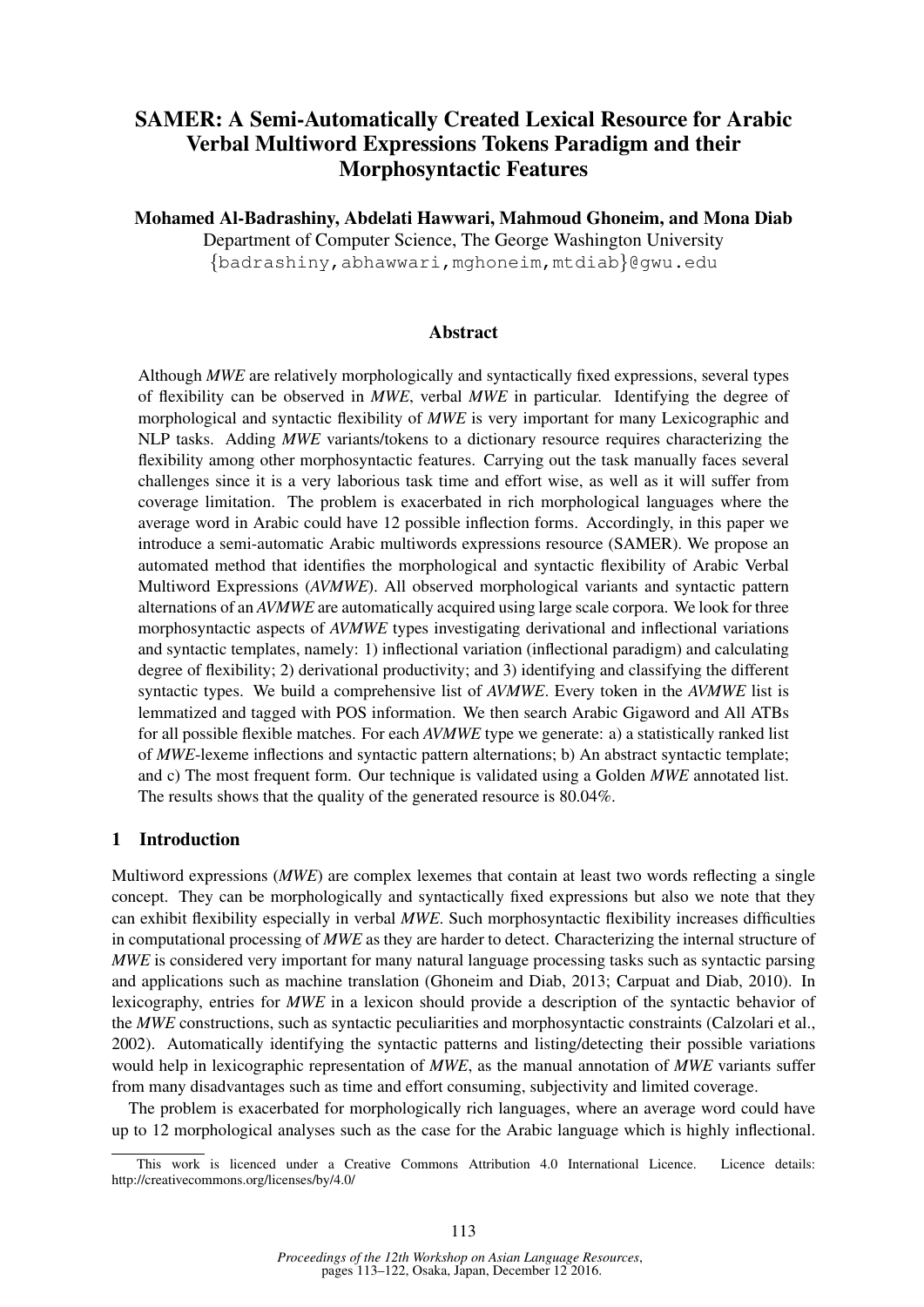# SAMER: A Semi-Automatically Created Lexical Resource for Arabic Verbal Multiword Expressions Tokens Paradigm and their Morphosyntactic Features

**Mohamed Al-Badrashiny, Abdelati Hawwari, Mahmoud Ghoneim, and Mona Diab**

Department of Computer Science, The George Washington University

{badrashiny,abhawwari,mghoneim,mtdiab}@gwu.edu

## Abstract

Although *MWE* are relatively morphologically and syntactically fixed expressions, several types of flexibility can be observed in *MWE*, verbal *MWE* in particular. Identifying the degree of morphological and syntactic flexibility of *MWE* is very important for many Lexicographic and NLP tasks. Adding *MWE* variants/tokens to a dictionary resource requires characterizing the flexibility among other morphosyntactic features. Carrying out the task manually faces several challenges since it is a very laborious task time and effort wise, as well as it will suffer from coverage limitation. The problem is exacerbated in rich morphological languages where the average word in Arabic could have 12 possible inflection forms. Accordingly, in this paper we introduce a semi-automatic Arabic multiwords expressions resource (SAMER). We propose an automated method that identifies the morphological and syntactic flexibility of Arabic Verbal Multiword Expressions (*AVMWE*). All observed morphological variants and syntactic pattern alternations of an *AVMWE* are automatically acquired using large scale corpora. We look for three morphosyntactic aspects of *AVMWE* types investigating derivational and inflectional variations and syntactic templates, namely: 1) inflectional variation (inflectional paradigm) and calculating degree of flexibility; 2) derivational productivity; and 3) identifying and classifying the different syntactic types. We build a comprehensive list of *AVMWE*. Every token in the *AVMWE* list is lemmatized and tagged with POS information. We then search Arabic Gigaword and All ATBs for all possible flexible matches. For each *AVMWE* type we generate: a) a statistically ranked list of *MWE*-lexeme inflections and syntactic pattern alternations; b) An abstract syntactic template; and c) The most frequent form. Our technique is validated using a Golden *MWE* annotated list. The results shows that the quality of the generated resource is 80.04%.

## 1 Introduction

Multiword expressions (*MWE*) are complex lexemes that contain at least two words reflecting a single concept. They can be morphologically and syntactically fixed expressions but also we note that they can exhibit flexibility especially in verbal *MWE*. Such morphosyntactic flexibility increases difficulties in computational processing of *MWE* as they are harder to detect. Characterizing the internal structure of *MWE* is considered very important for many natural language processing tasks such as syntactic parsing and applications such as machine translation (Ghoneim and Diab, 2013; Carpuat and Diab, 2010). In lexicography, entries for *MWE* in a lexicon should provide a description of the syntactic behavior of the *MWE* constructions, such as syntactic peculiarities and morphosyntactic constraints (Calzolari et al., 2002). Automatically identifying the syntactic patterns and listing/detecting their possible variations would help in lexicographic representation of *MWE*, as the manual annotation of *MWE* variants suffer from many disadvantages such as time and effort consuming, subjectivity and limited coverage.

The problem is exacerbated for morphologically rich languages, where an average word could have up to 12 morphological analyses such as the case for the Arabic language which is highly inflectional.

This work is licenced under a Creative Commons Attribution 4.0 International Licence. Licence details: http://creativecommons.org/licenses/by/4.0/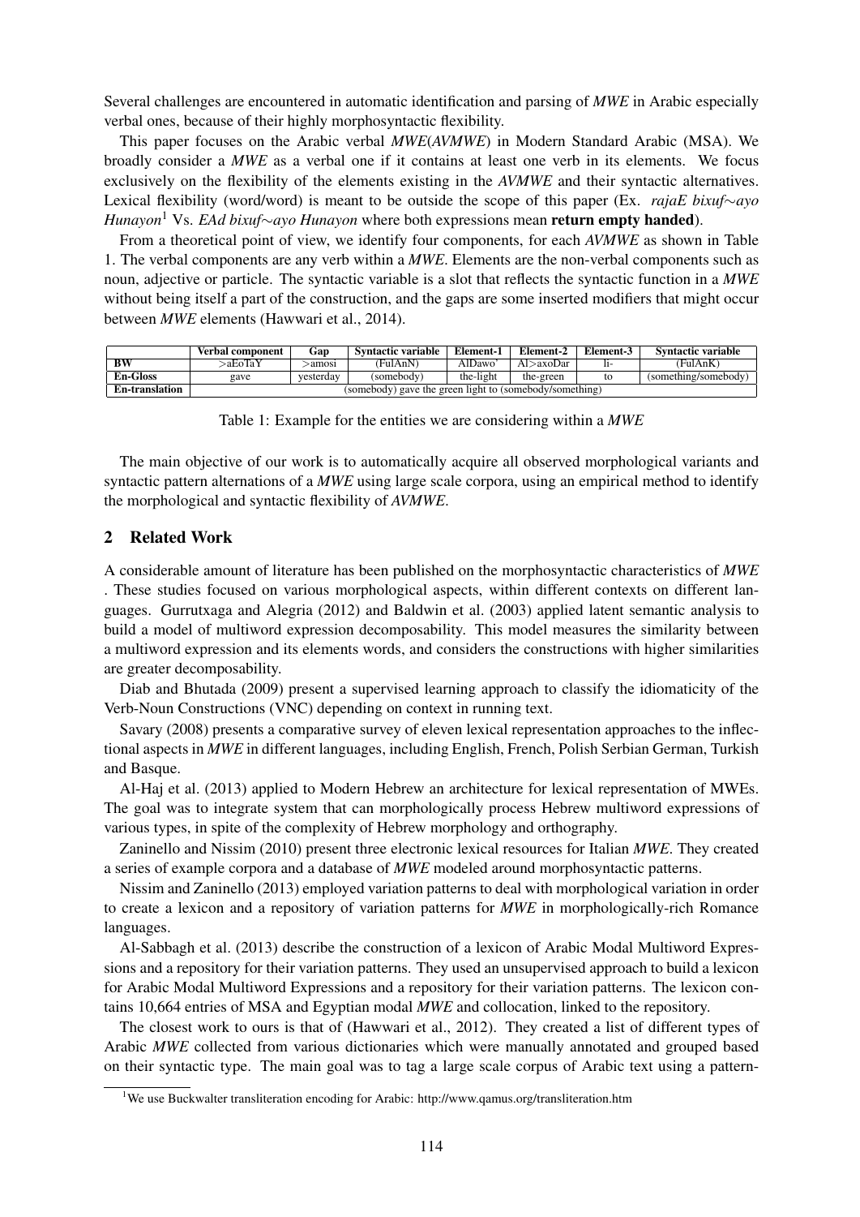Several challenges are encountered in automatic identification and parsing of *MWE* in Arabic especially verbal ones, because of their highly morphosyntactic flexibility.

This paper focuses on the Arabic verbal *MWE*(*AVMWE*) in Modern Standard Arabic (MSA). We broadly consider a *MWE* as a verbal one if it contains at least one verb in its elements. We focus exclusively on the flexibility of the elements existing in the *AVMWE* and their syntactic alternatives. Lexical flexibility (word/word) is meant to be outside the scope of this paper (Ex. *rajaE bixuf∼ayo Hunayon*[1] Vs. *EAd bixuf∼ayo Hunayon* where both expressions mean **return empty handed**).

From a theoretical point of view, we identify four components, for each *AVMWE* as shown in Table 1. The verbal components are any verb within a *MWE*. Elements are the non-verbal components such as noun, adjective or particle. The syntactic variable is a slot that reflects the syntactic function in a *MWE* without being itself a part of the construction, and the gaps are some inserted modifiers that might occur between *MWE* elements (Hawwari et al., 2014).

| | Verbal component | Gap | Syntactic variable | Element-1 | Element-2 | Element-3 | Syntactic variable |
|---|---|---|---|---|---|---|---|
| **BW** | >aEoTaY | >amosi | (FulAnN) | AlDawo' | Al>axoDar | li- | (FulAnK) |
| **En-Gloss** | gave | yesterday | (somebody) | the-light | the-green | to | (something/somebody) |
| **En-translation** | (somebody) gave the green light to (somebody/something) | | | | | | |

Table 1: Example for the entities we are considering within a *MWE*

The main objective of our work is to automatically acquire all observed morphological variants and syntactic pattern alternations of a *MWE* using large scale corpora, using an empirical method to identify the morphological and syntactic flexibility of *AVMWE*.

## 2 Related Work

A considerable amount of literature has been published on the morphosyntactic characteristics of *MWE* . These studies focused on various morphological aspects, within different contexts on different languages. Gurrutxaga and Alegria (2012) and Baldwin et al. (2003) applied latent semantic analysis to build a model of multiword expression decomposability. This model measures the similarity between a multiword expression and its elements words, and considers the constructions with higher similarities are greater decomposability.

Diab and Bhutada (2009) present a supervised learning approach to classify the idiomaticity of the Verb-Noun Constructions (VNC) depending on context in running text.

Savary (2008) presents a comparative survey of eleven lexical representation approaches to the inflectional aspects in *MWE* in different languages, including English, French, Polish Serbian German, Turkish and Basque.

Al-Haj et al. (2013) applied to Modern Hebrew an architecture for lexical representation of MWEs. The goal was to integrate system that can morphologically process Hebrew multiword expressions of various types, in spite of the complexity of Hebrew morphology and orthography.

Zaninello and Nissim (2010) present three electronic lexical resources for Italian *MWE*. They created a series of example corpora and a database of *MWE* modeled around morphosyntactic patterns.

Nissim and Zaninello (2013) employed variation patterns to deal with morphological variation in order to create a lexicon and a repository of variation patterns for *MWE* in morphologically-rich Romance languages.

Al-Sabbagh et al. (2013) describe the construction of a lexicon of Arabic Modal Multiword Expressions and a repository for their variation patterns. They used an unsupervised approach to build a lexicon for Arabic Modal Multiword Expressions and a repository for their variation patterns. The lexicon contains 10,664 entries of MSA and Egyptian modal *MWE* and collocation, linked to the repository.

The closest work to ours is that of (Hawwari et al., 2012). They created a list of different types of Arabic *MWE* collected from various dictionaries which were manually annotated and grouped based on their syntactic type. The main goal was to tag a large scale corpus of Arabic text using a pattern-

[1] We use Buckwalter transliteration encoding for Arabic: http://www.qamus.org/transliteration.htm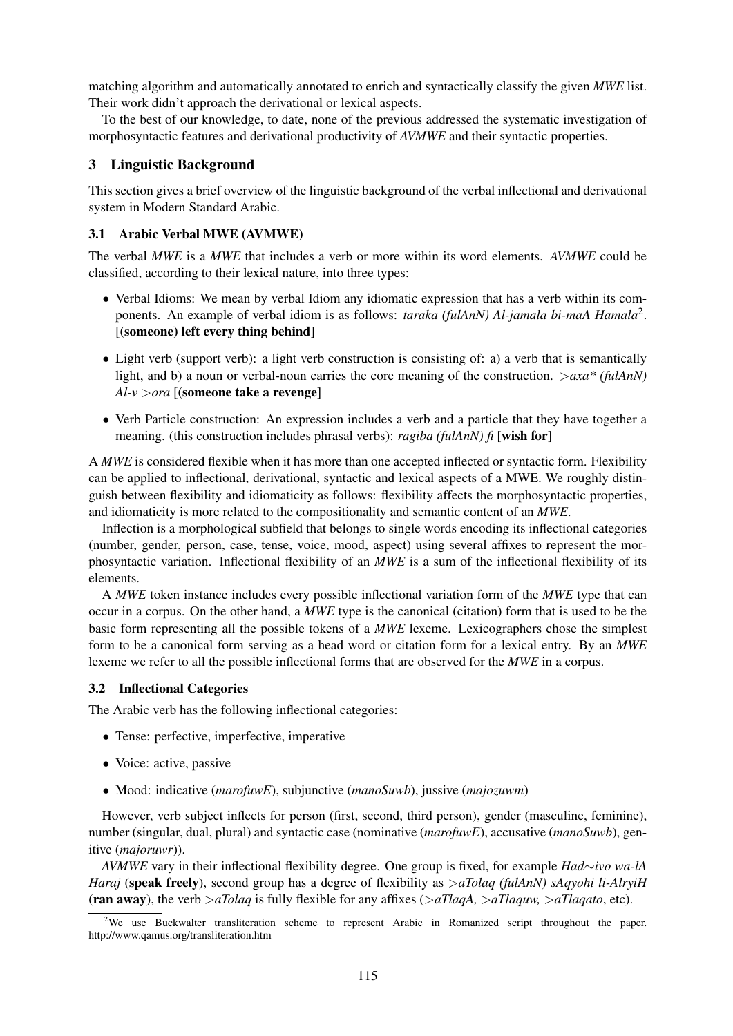matching algorithm and automatically annotated to enrich and syntactically classify the given *MWE* list. Their work didn't approach the derivational or lexical aspects.

To the best of our knowledge, to date, none of the previous addressed the systematic investigation of morphosyntactic features and derivational productivity of *AVMWE* and their syntactic properties.

## 3 Linguistic Background

This section gives a brief overview of the linguistic background of the verbal inflectional and derivational system in Modern Standard Arabic.

### 3.1 Arabic Verbal MWE (AVMWE)

The verbal *MWE* is a *MWE* that includes a verb or more within its word elements. *AVMWE* could be classified, according to their lexical nature, into three types:

- Verbal Idioms: We mean by verbal Idiom any idiomatic expression that has a verb within its components. An example of verbal idiom is as follows: *taraka (fulAnN) Al-jamala bi-maA Hamala*[2]. [**(someone) left every thing behind**]
- Light verb (support verb): a light verb construction is consisting of: a) a verb that is semantically light, and b) a noun or verbal-noun carries the core meaning of the construction. *>axa* (fulAnN) Al-v >ora* [**(someone take a revenge**]
- Verb Particle construction: An expression includes a verb and a particle that they have together a meaning. (this construction includes phrasal verbs): *ragiba (fulAnN) fi* [**wish for**]

A *MWE* is considered flexible when it has more than one accepted inflected or syntactic form. Flexibility can be applied to inflectional, derivational, syntactic and lexical aspects of a MWE. We roughly distinguish between flexibility and idiomaticity as follows: flexibility affects the morphosyntactic properties, and idiomaticity is more related to the compositionality and semantic content of an *MWE*.

Inflection is a morphological subfield that belongs to single words encoding its inflectional categories (number, gender, person, case, tense, voice, mood, aspect) using several affixes to represent the morphosyntactic variation. Inflectional flexibility of an *MWE* is a sum of the inflectional flexibility of its elements.

A *MWE* token instance includes every possible inflectional variation form of the *MWE* type that can occur in a corpus. On the other hand, a *MWE* type is the canonical (citation) form that is used to be the basic form representing all the possible tokens of a *MWE* lexeme. Lexicographers chose the simplest form to be a canonical form serving as a head word or citation form for a lexical entry. By an *MWE* lexeme we refer to all the possible inflectional forms that are observed for the *MWE* in a corpus.

### 3.2 Inflectional Categories

The Arabic verb has the following inflectional categories:

- Tense: perfective, imperfective, imperative
- Voice: active, passive
- Mood: indicative (*marofuwE*), subjunctive (*manoSuwb*), jussive (*majozuwm*)

However, verb subject inflects for person (first, second, third person), gender (masculine, feminine), number (singular, dual, plural) and syntactic case (nominative (*marofuwE*), accusative (*manoSuwb*), genitive (*majoruwr*)).

*AVMWE* vary in their inflectional flexibility degree. One group is fixed, for example *Had~ivo wa-lA Haraj* (**speak freely**), second group has a degree of flexibility as *>aTolaq (fulAnN) sAqyohi li-AlryiH* (**ran away**), the verb *>aTolaq* is fully flexible for any affixes (*>aTlaqA, >aTlaquw, >aTlaqato*, etc).

[2] We use Buckwalter transliteration scheme to represent Arabic in Romanized script throughout the paper. http://www.qamus.org/transliteration.htm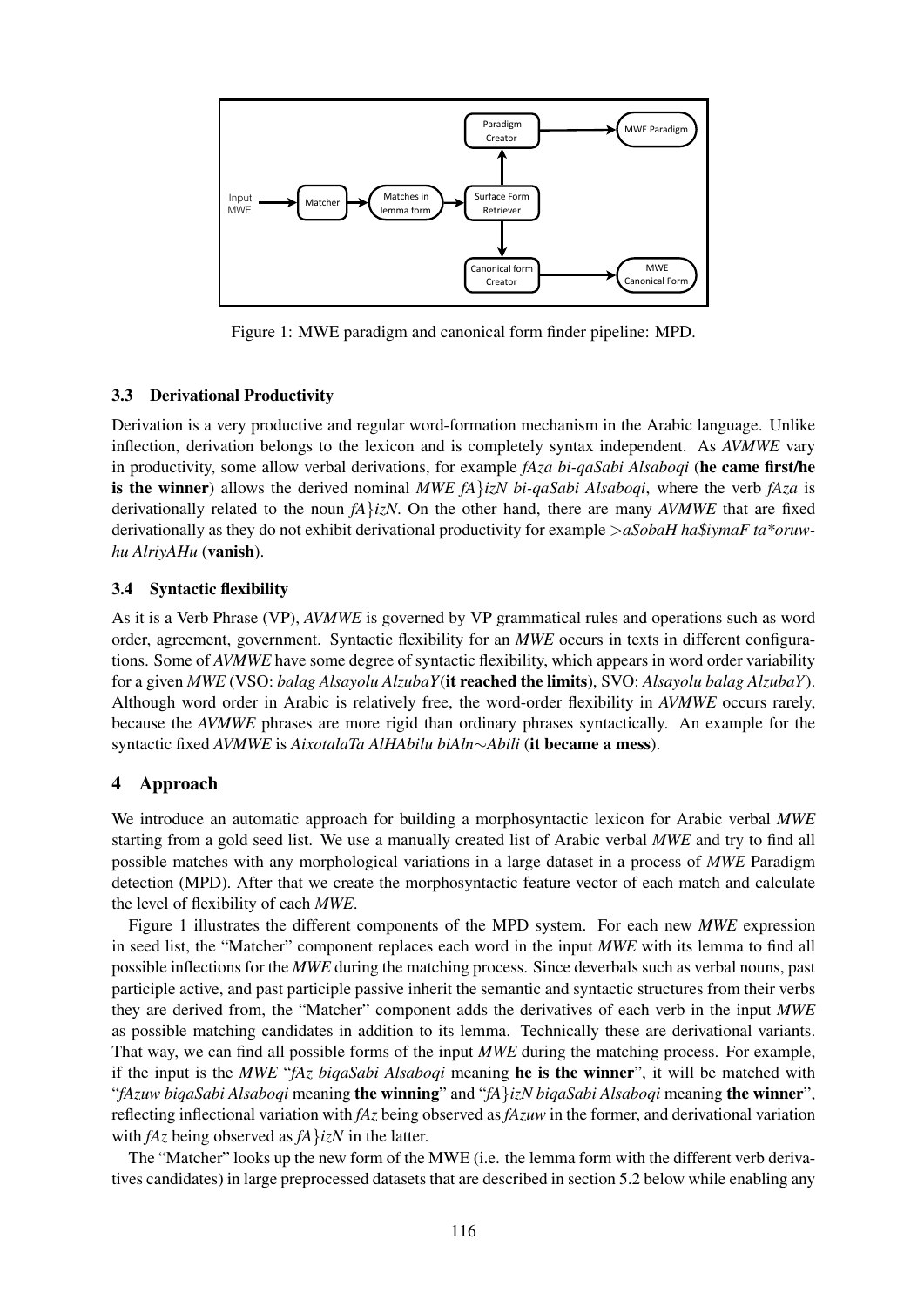Figure 1: MWE paradigm and canonical form finder pipeline: MPD.

### 3.3 Derivational Productivity

Derivation is a very productive and regular word-formation mechanism in the Arabic language. Unlike inflection, derivation belongs to the lexicon and is completely syntax independent. As *AVMWE* vary in productivity, some allow verbal derivations, for example *fAza bi-qaSabi Alsaboqi* (**he came first/he is the winner**) allows the derived nominal *MWE fA}izN bi-qaSabi Alsaboqi*, where the verb *fAza* is derivationally related to the noun *fA}izN*. On the other hand, there are many *AVMWE* that are fixed derivationally as they do not exhibit derivational productivity for example *>aSobaH ha$iymaF ta*oruw-hu AlriyAHu* (**vanish**).

### 3.4 Syntactic flexibility

As it is a Verb Phrase (VP), *AVMWE* is governed by VP grammatical rules and operations such as word order, agreement, government. Syntactic flexibility for an *MWE* occurs in texts in different configurations. Some of *AVMWE* have some degree of syntactic flexibility, which appears in word order variability for a given *MWE* (VSO: *balag Alsayolu AlzubaY*(**it reached the limits**), SVO: *Alsayolu balag AlzubaY*). Although word order in Arabic is relatively free, the word-order flexibility in *AVMWE* occurs rarely, because the *AVMWE* phrases are more rigid than ordinary phrases syntactically. An example for the syntactic fixed *AVMWE* is *AixotalaTa AlHAbilu biAln∼Abili* (**it became a mess**).

## 4 Approach

We introduce an automatic approach for building a morphosyntactic lexicon for Arabic verbal *MWE* starting from a gold seed list. We use a manually created list of Arabic verbal *MWE* and try to find all possible matches with any morphological variations in a large dataset in a process of *MWE* Paradigm detection (MPD). After that we create the morphosyntactic feature vector of each match and calculate the level of flexibility of each *MWE*.

Figure 1 illustrates the different components of the MPD system. For each new *MWE* expression in seed list, the "Matcher" component replaces each word in the input *MWE* with its lemma to find all possible inflections for the *MWE* during the matching process. Since deverbals such as verbal nouns, past participle active, and past participle passive inherit the semantic and syntactic structures from their verbs they are derived from, the "Matcher" component adds the derivatives of each verb in the input *MWE* as possible matching candidates in addition to its lemma. Technically these are derivational variants. That way, we can find all possible forms of the input *MWE* during the matching process. For example, if the input is the *MWE* "*fAz biqaSabi Alsaboqi* meaning **he is the winner**", it will be matched with "*fAzuw biqaSabi Alsaboqi* meaning **the winning**" and "*fA}izN biqaSabi Alsaboqi* meaning **the winner**", reflecting inflectional variation with *fAz* being observed as *fAzuw* in the former, and derivational variation with *fAz* being observed as *fA}izN* in the latter.

The "Matcher" looks up the new form of the MWE (i.e. the lemma form with the different verb derivatives candidates) in large preprocessed datasets that are described in section 5.2 below while enabling any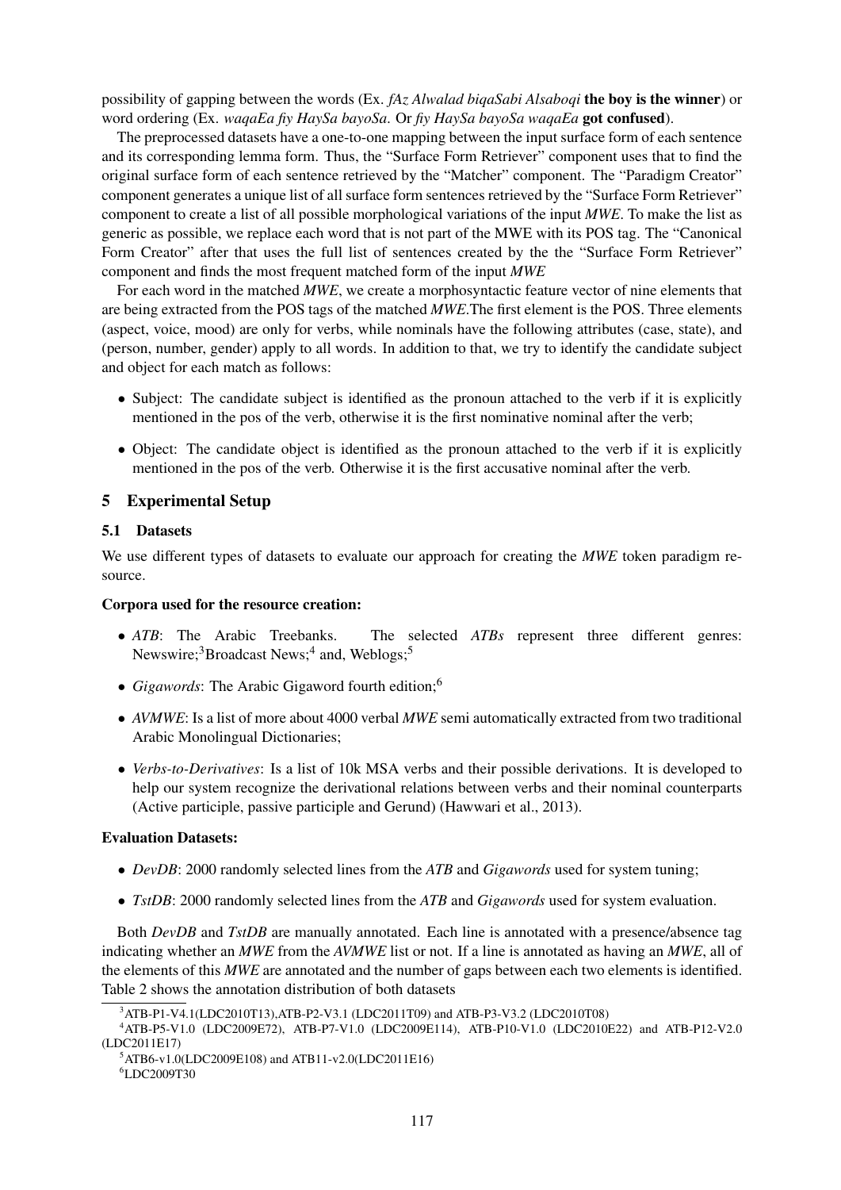possibility of gapping between the words (Ex. *fAz Alwalad biqaSabi Alsaboqi* **the boy is the winner**) or word ordering (Ex. *waqaEa fiy HaySa bayoSa*. Or *fiy HaySa bayoSa waqaEa* **got confused**).

The preprocessed datasets have a one-to-one mapping between the input surface form of each sentence and its corresponding lemma form. Thus, the "Surface Form Retriever" component uses that to find the original surface form of each sentence retrieved by the "Matcher" component. The "Paradigm Creator" component generates a unique list of all surface form sentences retrieved by the "Surface Form Retriever" component to create a list of all possible morphological variations of the input *MWE*. To make the list as generic as possible, we replace each word that is not part of the MWE with its POS tag. The "Canonical Form Creator" after that uses the full list of sentences created by the the "Surface Form Retriever" component and finds the most frequent matched form of the input *MWE*

For each word in the matched *MWE*, we create a morphosyntactic feature vector of nine elements that are being extracted from the POS tags of the matched *MWE*.The first element is the POS. Three elements (aspect, voice, mood) are only for verbs, while nominals have the following attributes (case, state), and (person, number, gender) apply to all words. In addition to that, we try to identify the candidate subject and object for each match as follows:

- Subject: The candidate subject is identified as the pronoun attached to the verb if it is explicitly mentioned in the pos of the verb, otherwise it is the first nominative nominal after the verb;
- Object: The candidate object is identified as the pronoun attached to the verb if it is explicitly mentioned in the pos of the verb. Otherwise it is the first accusative nominal after the verb.

## 5 Experimental Setup

### 5.1 Datasets

We use different types of datasets to evaluate our approach for creating the *MWE* token paradigm resource.

**Corpora used for the resource creation:**

- *ATB*: The Arabic Treebanks. The selected *ATBs* represent three different genres: Newswire;[3]Broadcast News;[4] and, Weblogs;[5]
- *Gigawords*: The Arabic Gigaword fourth edition;[6]
- *AVMWE*: Is a list of more about 4000 verbal *MWE* semi automatically extracted from two traditional Arabic Monolingual Dictionaries;
- *Verbs-to-Derivatives*: Is a list of 10k MSA verbs and their possible derivations. It is developed to help our system recognize the derivational relations between verbs and their nominal counterparts (Active participle, passive participle and Gerund) (Hawwari et al., 2013).

**Evaluation Datasets:**

- *DevDB*: 2000 randomly selected lines from the *ATB* and *Gigawords* used for system tuning;
- *TstDB*: 2000 randomly selected lines from the *ATB* and *Gigawords* used for system evaluation.

Both *DevDB* and *TstDB* are manually annotated. Each line is annotated with a presence/absence tag indicating whether an *MWE* from the *AVMWE* list or not. If a line is annotated as having an *MWE*, all of the elements of this *MWE* are annotated and the number of gaps between each two elements is identified. Table 2 shows the annotation distribution of both datasets

[3] ATB-P1-V4.1(LDC2010T13),ATB-P2-V3.1 (LDC2011T09) and ATB-P3-V3.2 (LDC2010T08)

[4] ATB-P5-V1.0 (LDC2009E72), ATB-P7-V1.0 (LDC2009E114), ATB-P10-V1.0 (LDC2010E22) and ATB-P12-V2.0 (LDC2011E17)

[5] ATB6-v1.0(LDC2009E108) and ATB11-v2.0(LDC2011E16)

[6] LDC2009T30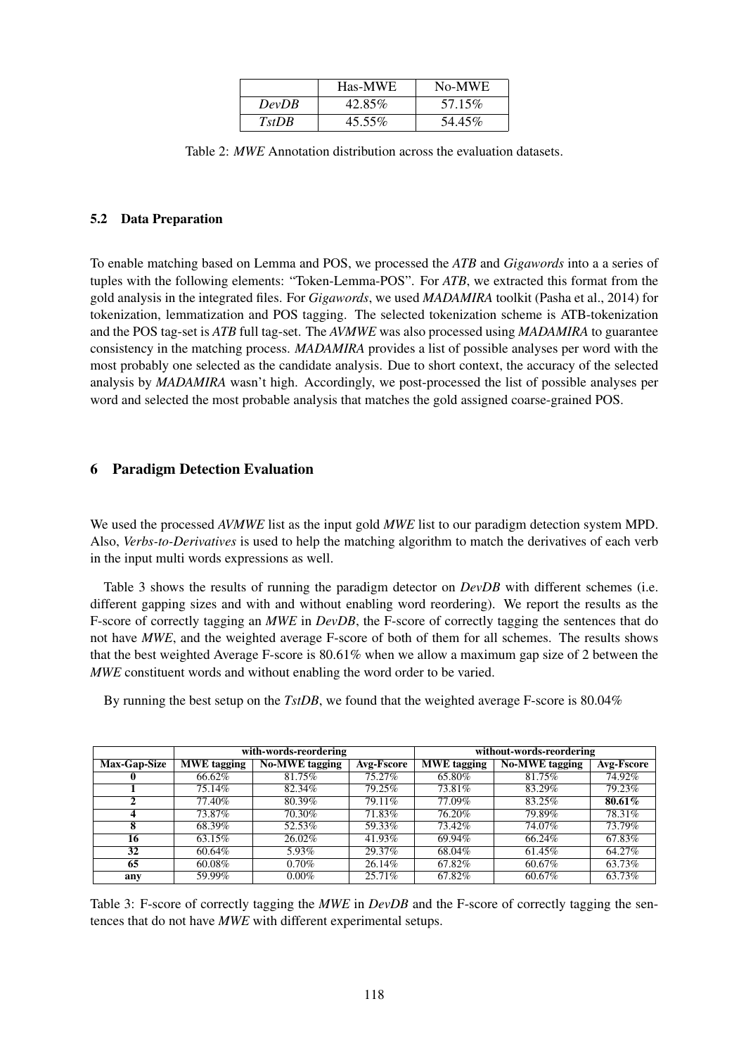|  | Has-MWE | No-MWE |
| --- | --- | --- |
| *DevDB* | 42.85% | 57.15% |
| *TstDB* | 45.55% | 54.45% |

Table 2: *MWE* Annotation distribution across the evaluation datasets.

### 5.2 Data Preparation

To enable matching based on Lemma and POS, we processed the *ATB* and *Gigawords* into a a series of tuples with the following elements: "Token-Lemma-POS". For *ATB*, we extracted this format from the gold analysis in the integrated files. For *Gigawords*, we used *MADAMIRA* toolkit (Pasha et al., 2014) for tokenization, lemmatization and POS tagging. The selected tokenization scheme is ATB-tokenization and the POS tag-set is *ATB* full tag-set. The *AVMWE* was also processed using *MADAMIRA* to guarantee consistency in the matching process. *MADAMIRA* provides a list of possible analyses per word with the most probably one selected as the candidate analysis. Due to short context, the accuracy of the selected analysis by *MADAMIRA* wasn't high. Accordingly, we post-processed the list of possible analyses per word and selected the most probable analysis that matches the gold assigned coarse-grained POS.

## 6 Paradigm Detection Evaluation

We used the processed *AVMWE* list as the input gold *MWE* list to our paradigm detection system MPD. Also, *Verbs-to-Derivatives* is used to help the matching algorithm to match the derivatives of each verb in the input multi words expressions as well.

Table 3 shows the results of running the paradigm detector on *DevDB* with different schemes (i.e. different gapping sizes and with and without enabling word reordering). We report the results as the F-score of correctly tagging an *MWE* in *DevDB*, the F-score of correctly tagging the sentences that do not have *MWE*, and the weighted average F-score of both of them for all schemes. The results shows that the best weighted Average F-score is 80.61% when we allow a maximum gap size of 2 between the *MWE* constituent words and without enabling the word order to be varied.

By running the best setup on the *TstDB*, we found that the weighted average F-score is 80.04%

|  | with-words-reordering | | | without-words-reordering | | |
| --- | --- | --- | --- | --- | --- | --- |
| **Max-Gap-Size** | **MWE tagging** | **No-MWE tagging** | **Avg-Fscore** | **MWE tagging** | **No-MWE tagging** | **Avg-Fscore** |
| **0** | 66.62% | 81.75% | 75.27% | 65.80% | 81.75% | 74.92% |
| **1** | 75.14% | 82.34% | 79.25% | 73.81% | 83.29% | 79.23% |
| **2** | 77.40% | 80.39% | 79.11% | 77.09% | 83.25% | **80.61%** |
| **4** | 73.87% | 70.30% | 71.83% | 76.20% | 79.89% | 78.31% |
| **8** | 68.39% | 52.53% | 59.33% | 73.42% | 74.07% | 73.79% |
| **16** | 63.15% | 26.02% | 41.93% | 69.94% | 66.24% | 67.83% |
| **32** | 60.64% | 5.93% | 29.37% | 68.04% | 61.45% | 64.27% |
| **65** | 60.08% | 0.70% | 26.14% | 67.82% | 60.67% | 63.73% |
| **any** | 59.99% | 0.00% | 25.71% | 67.82% | 60.67% | 63.73% |

Table 3: F-score of correctly tagging the *MWE* in *DevDB* and the F-score of correctly tagging the sentences that do not have *MWE* with different experimental setups.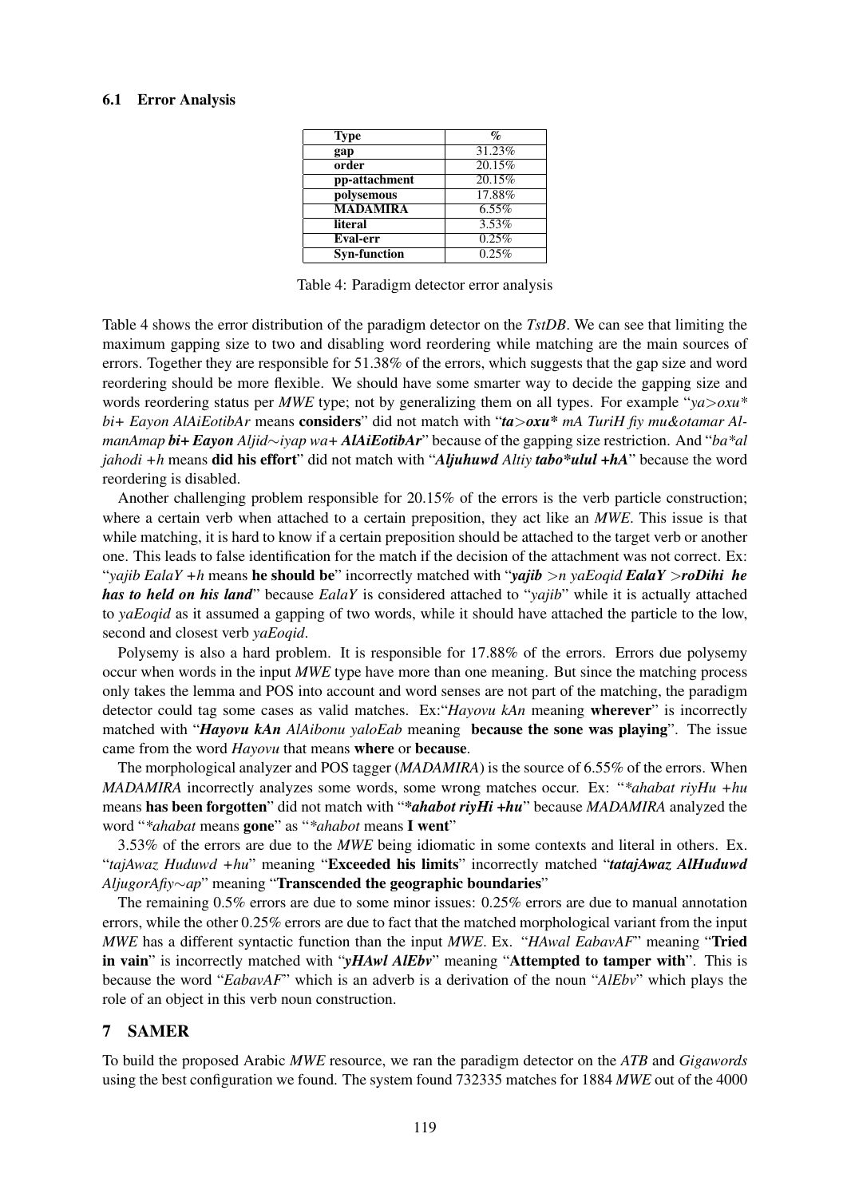### 6.1 Error Analysis

| Type | % |
|---|---|
| gap | 31.23% |
| order | 20.15% |
| pp-attachment | 20.15% |
| polysemous | 17.88% |
| MADAMIRA | 6.55% |
| literal | 3.53% |
| Eval-err | 0.25% |
| Syn-function | 0.25% |

Table 4: Paradigm detector error analysis

Table 4 shows the error distribution of the paradigm detector on the *TstDB*. We can see that limiting the maximum gapping size to two and disabling word reordering while matching are the main sources of errors. Together they are responsible for 51.38% of the errors, which suggests that the gap size and word reordering should be more flexible. We should have some smarter way to decide the gapping size and words reordering status per *MWE* type; not by generalizing them on all types. For example "*ya>oxu* bi+ Eayon AlAiEotibAr* means **considers**" did not match with "***ta>oxu**** *mA TuriH fiy mu&otamar Al-manAmap* ***bi+ Eayon*** *Aljid∼iyap wa+* ***AlAiEotibAr***" because of the gapping size restriction. And "*ba*al jahodi +h* means **did his effort**" did not match with "***Aljuhuwd*** *Altiy* ***tabo*ulul +hA***" because the word reordering is disabled.

Another challenging problem responsible for 20.15% of the errors is the verb particle construction; where a certain verb when attached to a certain preposition, they act like an *MWE*. This issue is that while matching, it is hard to know if a certain preposition should be attached to the target verb or another one. This leads to false identification for the match if the decision of the attachment was not correct. Ex: "*yajib EalaY +h* means **he should be**" incorrectly matched with "***yajib*** *>n yaEoqid* ***EalaY >roDihi he has to held on his land***" because *EalaY* is considered attached to "*yajib*" while it is actually attached to *yaEoqid* as it assumed a gapping of two words, while it should have attached the particle to the low, second and closest verb *yaEoqid*.

Polysemy is also a hard problem. It is responsible for 17.88% of the errors. Errors due polysemy occur when words in the input *MWE* type have more than one meaning. But since the matching process only takes the lemma and POS into account and word senses are not part of the matching, the paradigm detector could tag some cases as valid matches. Ex:"*Hayovu kAn* meaning **wherever**" is incorrectly matched with "***Hayovu kAn*** *AlAibonu yaloEab* meaning **because the sone was playing**". The issue came from the word *Hayovu* that means **where** or **because**.

The morphological analyzer and POS tagger (*MADAMIRA*) is the source of 6.55% of the errors. When *MADAMIRA* incorrectly analyzes some words, some wrong matches occur. Ex: "**ahabat riyHu +hu* means **has been forgotten**" did not match with "***ahabot riyHi +hu***" because *MADAMIRA* analyzed the word "**ahabat* means **gone**" as "**ahabot* means **I went**"

3.53% of the errors are due to the *MWE* being idiomatic in some contexts and literal in others. Ex. "*tajAwaz Huduwd +hu*" meaning "**Exceeded his limits**" incorrectly matched "***tatajAwaz AlHuduwd*** *AljugorAfiy∼ap*" meaning "**Transcended the geographic boundaries**"

The remaining 0.5% errors are due to some minor issues: 0.25% errors are due to manual annotation errors, while the other 0.25% errors are due to fact that the matched morphological variant from the input *MWE* has a different syntactic function than the input *MWE*. Ex. "*HAwal EabavAF*" meaning "**Tried in vain**" is incorrectly matched with "***yHAwl AlEbv***" meaning "**Attempted to tamper with**". This is because the word "*EabavAF*" which is an adverb is a derivation of the noun "*AlEbv*" which plays the role of an object in this verb noun construction.

## 7 SAMER

To build the proposed Arabic *MWE* resource, we ran the paradigm detector on the *ATB* and *Gigawords* using the best configuration we found. The system found 732335 matches for 1884 *MWE* out of the 4000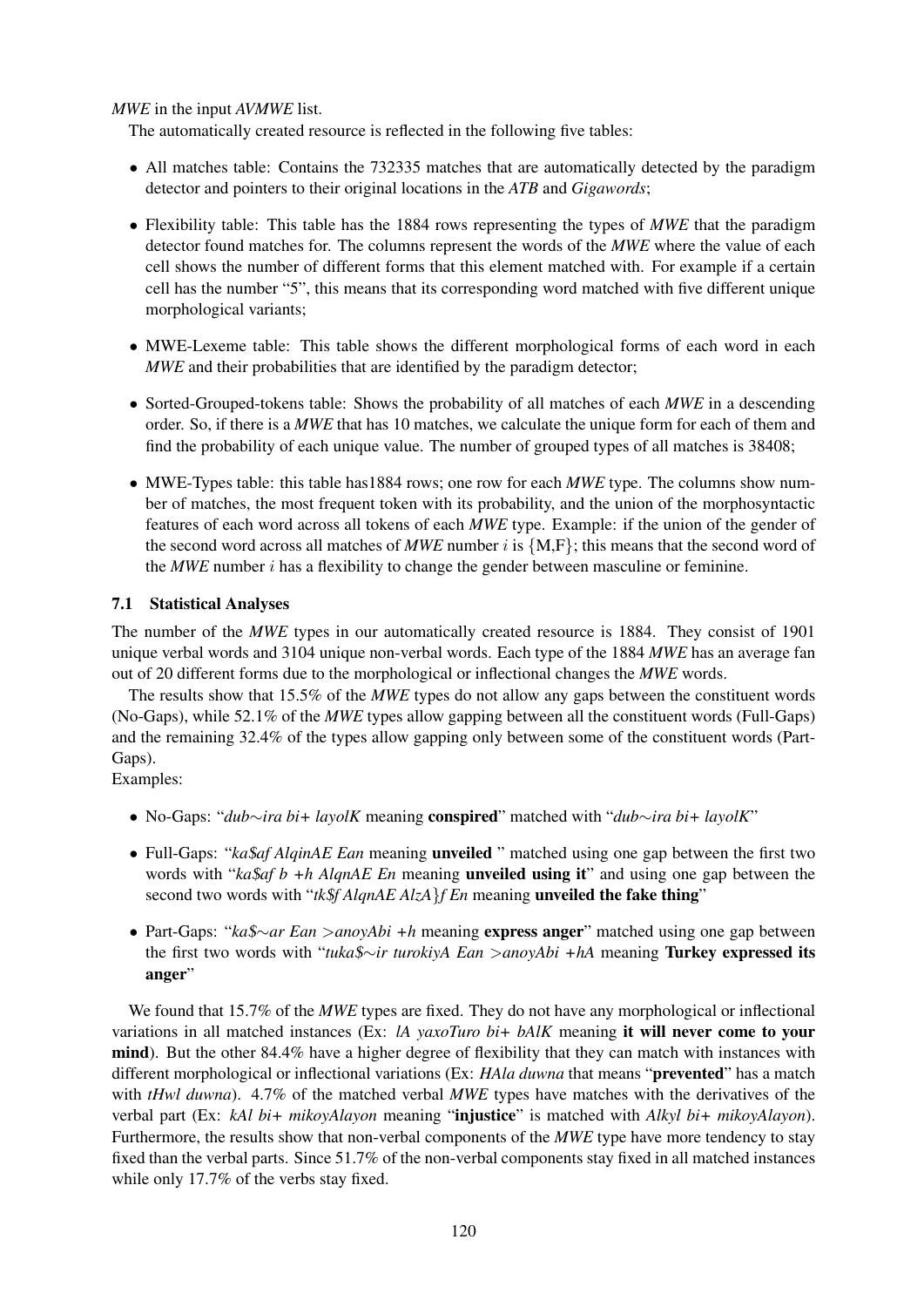*MWE* in the input *AVMWE* list.

The automatically created resource is reflected in the following five tables:

- All matches table: Contains the 732335 matches that are automatically detected by the paradigm detector and pointers to their original locations in the *ATB* and *Gigawords*;
- Flexibility table: This table has the 1884 rows representing the types of *MWE* that the paradigm detector found matches for. The columns represent the words of the *MWE* where the value of each cell shows the number of different forms that this element matched with. For example if a certain cell has the number "5", this means that its corresponding word matched with five different unique morphological variants;
- MWE-Lexeme table: This table shows the different morphological forms of each word in each *MWE* and their probabilities that are identified by the paradigm detector;
- Sorted-Grouped-tokens table: Shows the probability of all matches of each *MWE* in a descending order. So, if there is a *MWE* that has 10 matches, we calculate the unique form for each of them and find the probability of each unique value. The number of grouped types of all matches is 38408;
- MWE-Types table: this table has1884 rows; one row for each *MWE* type. The columns show number of matches, the most frequent token with its probability, and the union of the morphosyntactic features of each word across all tokens of each *MWE* type. Example: if the union of the gender of the second word across all matches of *MWE* number $i$ is $\{M,F\}$; this means that the second word of the *MWE* number $i$ has a flexibility to change the gender between masculine or feminine.

### 7.1 Statistical Analyses

The number of the *MWE* types in our automatically created resource is 1884. They consist of 1901 unique verbal words and 3104 unique non-verbal words. Each type of the 1884 *MWE* has an average fan out of 20 different forms due to the morphological or inflectional changes the *MWE* words.

The results show that 15.5% of the *MWE* types do not allow any gaps between the constituent words (No-Gaps), while 52.1% of the *MWE* types allow gapping between all the constituent words (Full-Gaps) and the remaining 32.4% of the types allow gapping only between some of the constituent words (Part-Gaps).

Examples:

- No-Gaps: "*dub∼ira bi+ layolK* meaning **conspired**" matched with "*dub∼ira bi+ layolK*"
- Full-Gaps: "*ka$af AlqinAE Ean* meaning **unveiled** " matched using one gap between the first two words with "*ka$af b +h AlqnAE En* meaning **unveiled using it**" and using one gap between the second two words with "*tk$f AlqnAE AlzA}f En* meaning **unveiled the fake thing**"
- Part-Gaps: "*ka$∼ar Ean >anoyAbi +h* meaning **express anger**" matched using one gap between the first two words with "*tuka$∼ir turokiyA Ean >anoyAbi +hA* meaning **Turkey expressed its anger**"

We found that 15.7% of the *MWE* types are fixed. They do not have any morphological or inflectional variations in all matched instances (Ex: *lA yaxoTuro bi+ bAlK* meaning **it will never come to your mind**). But the other 84.4% have a higher degree of flexibility that they can match with instances with different morphological or inflectional variations (Ex: *HAla duwna* that means "**prevented**" has a match with *tHwl duwna*). 4.7% of the matched verbal *MWE* types have matches with the derivatives of the verbal part (Ex: *kAl bi+ mikoyAlayon* meaning "**injustice**" is matched with *Alkyl bi+ mikoyAlayon*). Furthermore, the results show that non-verbal components of the *MWE* type have more tendency to stay fixed than the verbal parts. Since 51.7% of the non-verbal components stay fixed in all matched instances while only 17.7% of the verbs stay fixed.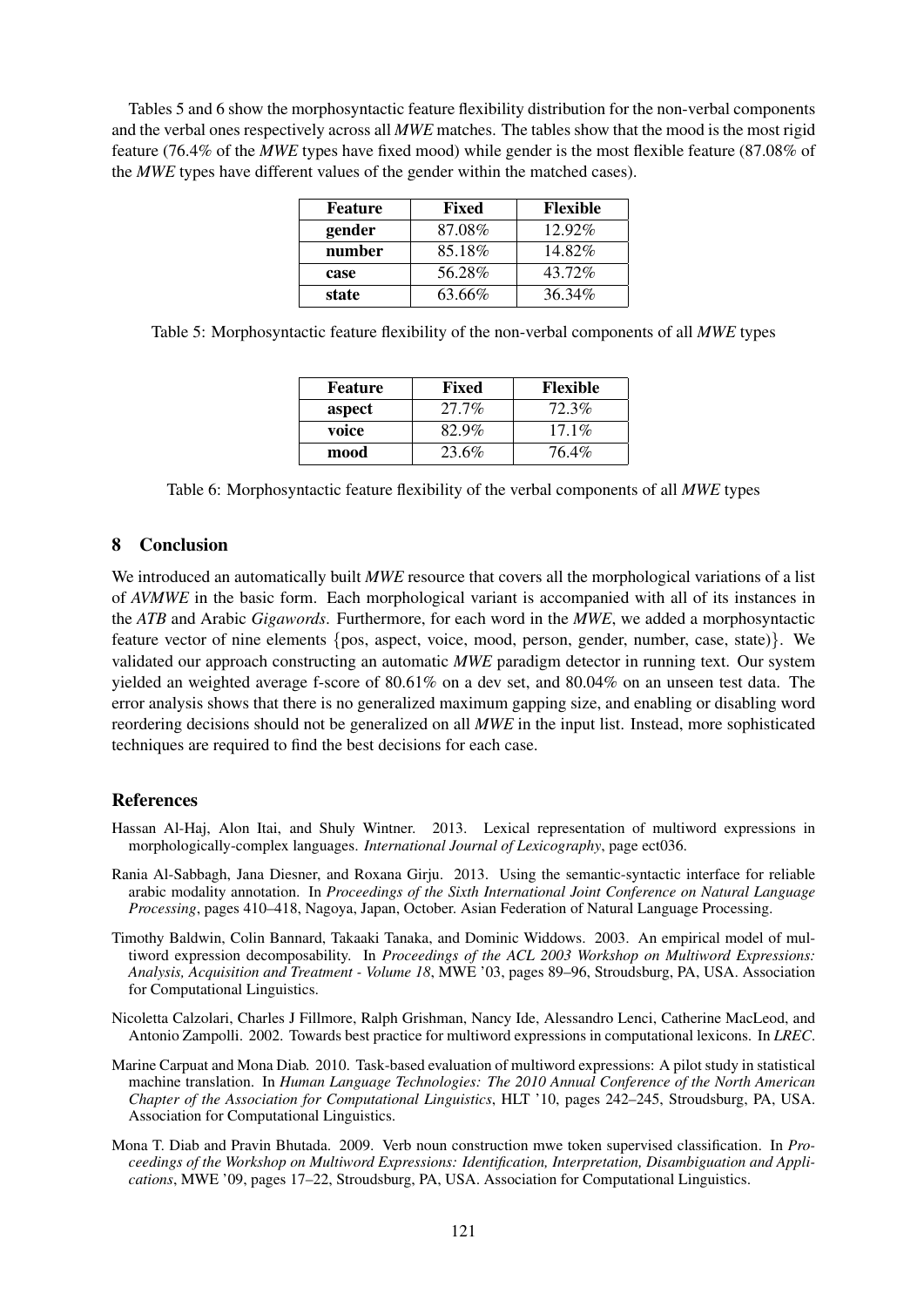Tables 5 and 6 show the morphosyntactic feature flexibility distribution for the non-verbal components and the verbal ones respectively across all *MWE* matches. The tables show that the mood is the most rigid feature (76.4% of the *MWE* types have fixed mood) while gender is the most flexible feature (87.08% of the *MWE* types have different values of the gender within the matched cases).

| Feature | Fixed | Flexible |
|---|---|---|
| **gender** | 87.08% | 12.92% |
| **number** | 85.18% | 14.82% |
| **case** | 56.28% | 43.72% |
| **state** | 63.66% | 36.34% |

Table 5: Morphosyntactic feature flexibility of the non-verbal components of all *MWE* types

| Feature | Fixed | Flexible |
|---|---|---|
| **aspect** | 27.7% | 72.3% |
| **voice** | 82.9% | 17.1% |
| **mood** | 23.6% | 76.4% |

Table 6: Morphosyntactic feature flexibility of the verbal components of all *MWE* types

## 8 Conclusion

We introduced an automatically built *MWE* resource that covers all the morphological variations of a list of *AVMWE* in the basic form. Each morphological variant is accompanied with all of its instances in the *ATB* and Arabic *Gigawords*. Furthermore, for each word in the *MWE*, we added a morphosyntactic feature vector of nine elements {pos, aspect, voice, mood, person, gender, number, case, state)}. We validated our approach constructing an automatic *MWE* paradigm detector in running text. Our system yielded an weighted average f-score of 80.61% on a dev set, and 80.04% on an unseen test data. The error analysis shows that there is no generalized maximum gapping size, and enabling or disabling word reordering decisions should not be generalized on all *MWE* in the input list. Instead, more sophisticated techniques are required to find the best decisions for each case.

## References

Hassan Al-Haj, Alon Itai, and Shuly Wintner. 2013. Lexical representation of multiword expressions in morphologically-complex languages. *International Journal of Lexicography*, page ect036.

Rania Al-Sabbagh, Jana Diesner, and Roxana Girju. 2013. Using the semantic-syntactic interface for reliable arabic modality annotation. In *Proceedings of the Sixth International Joint Conference on Natural Language Processing*, pages 410–418, Nagoya, Japan, October. Asian Federation of Natural Language Processing.

Timothy Baldwin, Colin Bannard, Takaaki Tanaka, and Dominic Widdows. 2003. An empirical model of multiword expression decomposability. In *Proceedings of the ACL 2003 Workshop on Multiword Expressions: Analysis, Acquisition and Treatment - Volume 18*, MWE '03, pages 89–96, Stroudsburg, PA, USA. Association for Computational Linguistics.

Nicoletta Calzolari, Charles J Fillmore, Ralph Grishman, Nancy Ide, Alessandro Lenci, Catherine MacLeod, and Antonio Zampolli. 2002. Towards best practice for multiword expressions in computational lexicons. In *LREC*.

Marine Carpuat and Mona Diab. 2010. Task-based evaluation of multiword expressions: A pilot study in statistical machine translation. In *Human Language Technologies: The 2010 Annual Conference of the North American Chapter of the Association for Computational Linguistics*, HLT '10, pages 242–245, Stroudsburg, PA, USA. Association for Computational Linguistics.

Mona T. Diab and Pravin Bhutada. 2009. Verb noun construction mwe token supervised classification. In *Proceedings of the Workshop on Multiword Expressions: Identification, Interpretation, Disambiguation and Applications*, MWE '09, pages 17–22, Stroudsburg, PA, USA. Association for Computational Linguistics.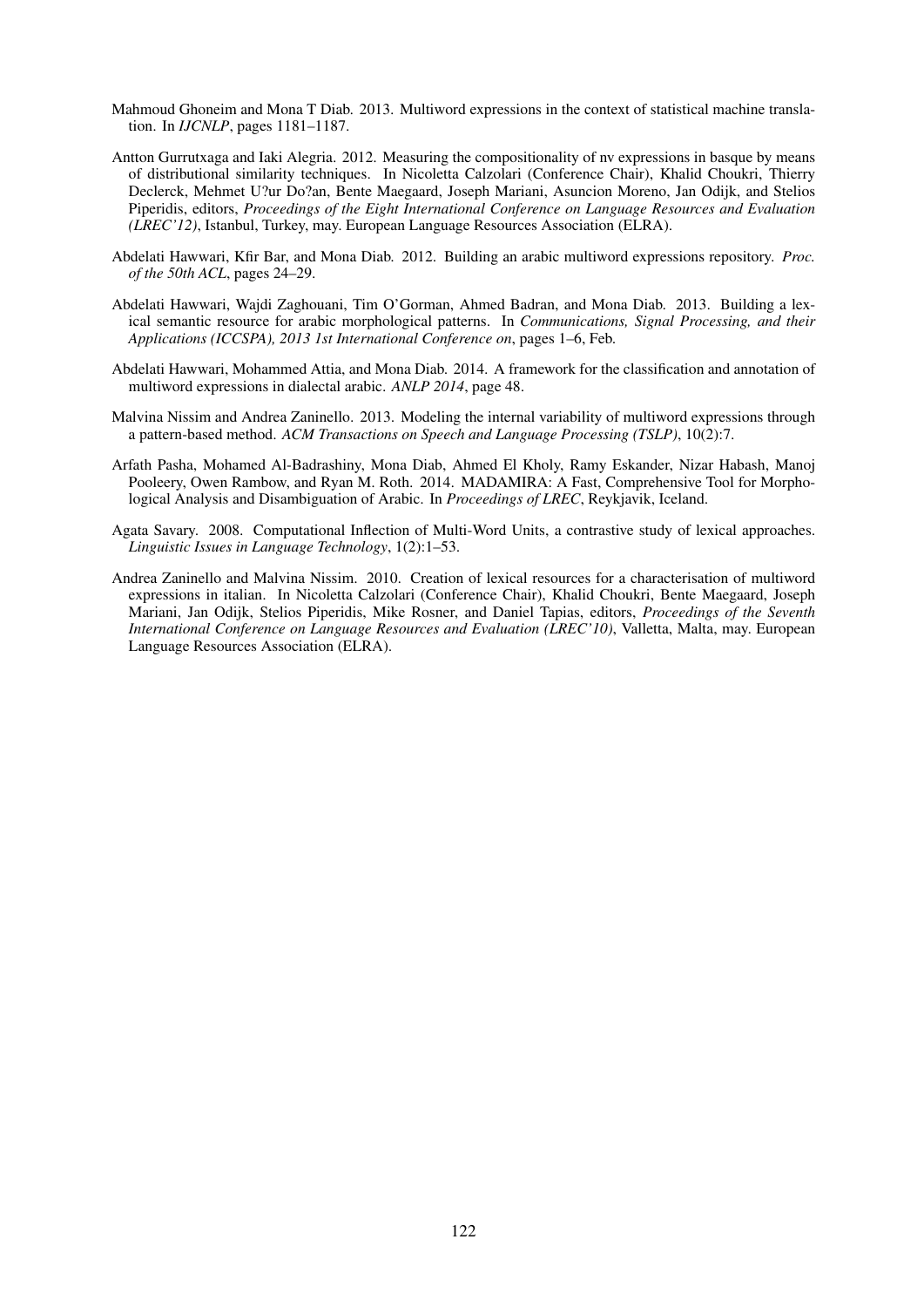Mahmoud Ghoneim and Mona T Diab. 2013. Multiword expressions in the context of statistical machine translation. In *IJCNLP*, pages 1181–1187.

Antton Gurrutxaga and Iaki Alegria. 2012. Measuring the compositionality of nv expressions in basque by means of distributional similarity techniques. In Nicoletta Calzolari (Conference Chair), Khalid Choukri, Thierry Declerck, Mehmet U?ur Do?an, Bente Maegaard, Joseph Mariani, Asuncion Moreno, Jan Odijk, and Stelios Piperidis, editors, *Proceedings of the Eight International Conference on Language Resources and Evaluation (LREC'12)*, Istanbul, Turkey, may. European Language Resources Association (ELRA).

Abdelati Hawwari, Kfir Bar, and Mona Diab. 2012. Building an arabic multiword expressions repository. *Proc. of the 50th ACL*, pages 24–29.

Abdelati Hawwari, Wajdi Zaghouani, Tim O'Gorman, Ahmed Badran, and Mona Diab. 2013. Building a lexical semantic resource for arabic morphological patterns. In *Communications, Signal Processing, and their Applications (ICCSPA), 2013 1st International Conference on*, pages 1–6, Feb.

Abdelati Hawwari, Mohammed Attia, and Mona Diab. 2014. A framework for the classification and annotation of multiword expressions in dialectal arabic. *ANLP 2014*, page 48.

Malvina Nissim and Andrea Zaninello. 2013. Modeling the internal variability of multiword expressions through a pattern-based method. *ACM Transactions on Speech and Language Processing (TSLP)*, 10(2):7.

Arfath Pasha, Mohamed Al-Badrashiny, Mona Diab, Ahmed El Kholy, Ramy Eskander, Nizar Habash, Manoj Pooleery, Owen Rambow, and Ryan M. Roth. 2014. MADAMIRA: A Fast, Comprehensive Tool for Morphological Analysis and Disambiguation of Arabic. In *Proceedings of LREC*, Reykjavik, Iceland.

Agata Savary. 2008. Computational Inflection of Multi-Word Units, a contrastive study of lexical approaches. *Linguistic Issues in Language Technology*, 1(2):1–53.

Andrea Zaninello and Malvina Nissim. 2010. Creation of lexical resources for a characterisation of multiword expressions in italian. In Nicoletta Calzolari (Conference Chair), Khalid Choukri, Bente Maegaard, Joseph Mariani, Jan Odijk, Stelios Piperidis, Mike Rosner, and Daniel Tapias, editors, *Proceedings of the Seventh International Conference on Language Resources and Evaluation (LREC'10)*, Valletta, Malta, may. European Language Resources Association (ELRA).